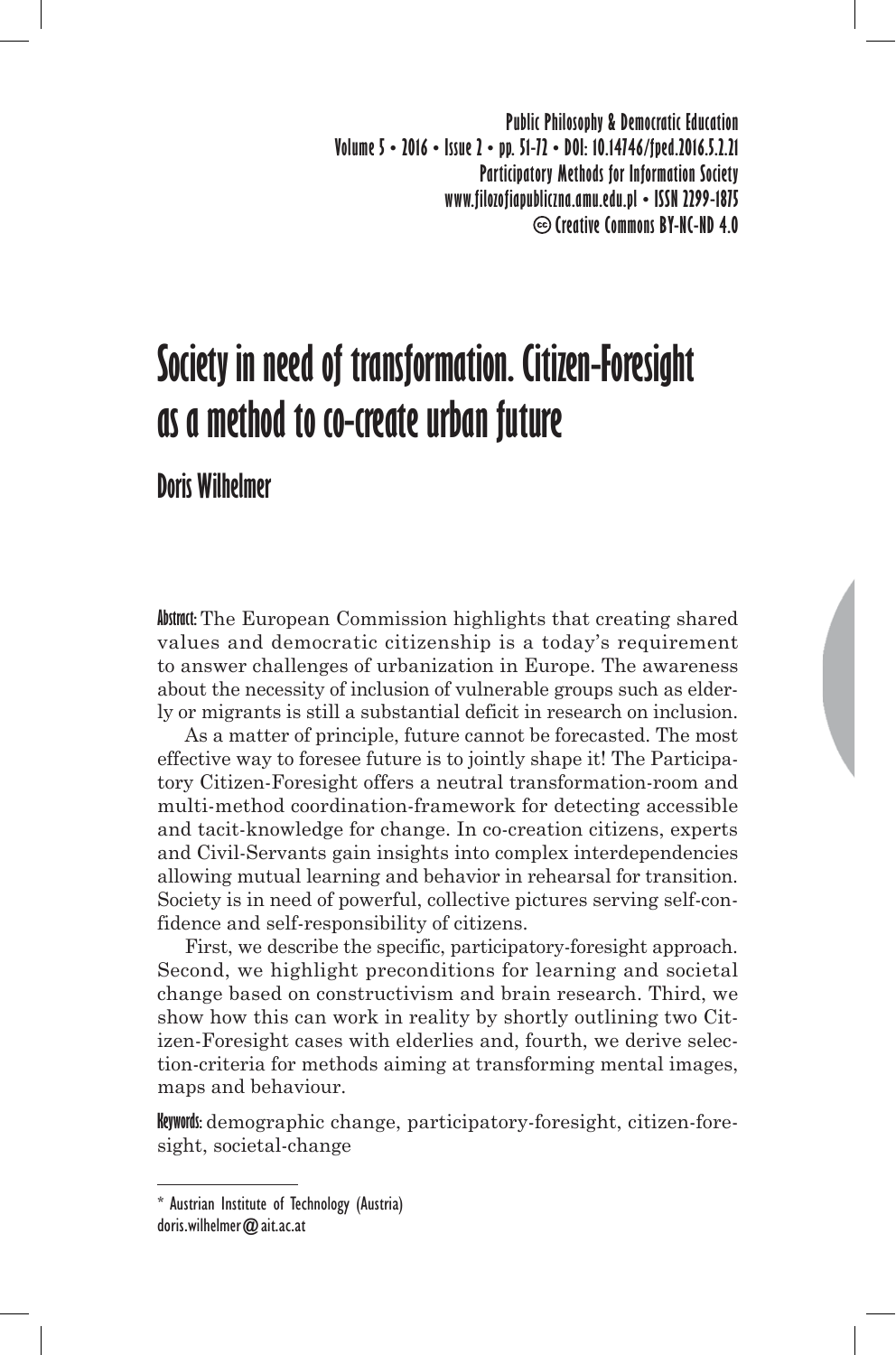Public Philosophy & Democratic Education
Volume 5 • 2016 • Issue 2 • pp. 51-72 • DOI: 10.14746/fped.2016.5.2.21
Participatory Methods for Information Society
www.filozofiapubliczna.amu.edu.pl • ISSN 2299-1875
© Creative Commons BY-NC-ND 4.0

# Society in need of transformation. Citizen-Foresight as a method to co-create urban future

## Doris Wilhelmer

**Abstract:** The European Commission highlights that creating shared values and democratic citizenship is a today's requirement to answer challenges of urbanization in Europe. The awareness about the necessity of inclusion of vulnerable groups such as elderly or migrants is still a substantial deficit in research on inclusion.

As a matter of principle, future cannot be forecasted. The most effective way to foresee future is to jointly shape it! The Participatory Citizen-Foresight offers a neutral transformation-room and multi-method coordination-framework for detecting accessible and tacit-knowledge for change. In co-creation citizens, experts and Civil-Servants gain insights into complex interdependencies allowing mutual learning and behavior in rehearsal for transition. Society is in need of powerful, collective pictures serving self-confidence and self-responsibility of citizens.

First, we describe the specific, participatory-foresight approach. Second, we highlight preconditions for learning and societal change based on constructivism and brain research. Third, we show how this can work in reality by shortly outlining two Citizen-Foresight cases with elderlies and, fourth, we derive selection-criteria for methods aiming at transforming mental images, maps and behaviour.

**Keywords:** demographic change, participatory-foresight, citizen-foresight, societal-change

---

* Austrian Institute of Technology (Austria)
doris.wilhelmer@ait.ac.at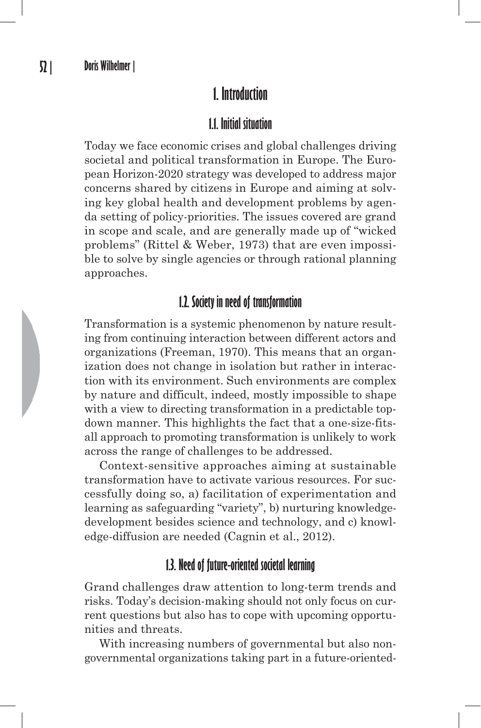# 1. Introduction

## 1.1. Initial situation

Today we face economic crises and global challenges driving societal and political transformation in Europe. The European Horizon-2020 strategy was developed to address major concerns shared by citizens in Europe and aiming at solving key global health and development problems by agenda setting of policy-priorities. The issues covered are grand in scope and scale, and are generally made up of "wicked problems" (Rittel & Weber, 1973) that are even impossible to solve by single agencies or through rational planning approaches.

## 1.2. Society in need of transformation

Transformation is a systemic phenomenon by nature resulting from continuing interaction between different actors and organizations (Freeman, 1970). This means that an organization does not change in isolation but rather in interaction with its environment. Such environments are complex by nature and difficult, indeed, mostly impossible to shape with a view to directing transformation in a predictable top-down manner. This highlights the fact that a one-size-fits-all approach to promoting transformation is unlikely to work across the range of challenges to be addressed.

Context-sensitive approaches aiming at sustainable transformation have to activate various resources. For successfully doing so, a) facilitation of experimentation and learning as safeguarding "variety", b) nurturing knowledge-development besides science and technology, and c) knowledge-diffusion are needed (Cagnin et al., 2012).

## 1.3. Need of future-oriented societal learning

Grand challenges draw attention to long-term trends and risks. Today's decision-making should not only focus on current questions but also has to cope with upcoming opportunities and threats.

With increasing numbers of governmental but also non-governmental organizations taking part in a future-oriented-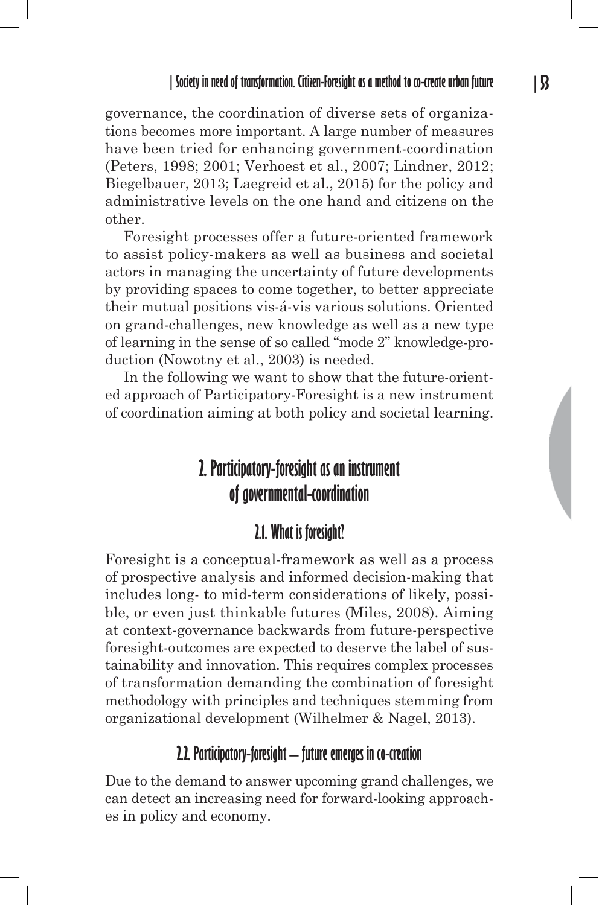governance, the coordination of diverse sets of organizations becomes more important. A large number of measures have been tried for enhancing government-coordination (Peters, 1998; 2001; Verhoest et al., 2007; Lindner, 2012; Biegelbauer, 2013; Laegreid et al., 2015) for the policy and administrative levels on the one hand and citizens on the other.

Foresight processes offer a future-oriented framework to assist policy-makers as well as business and societal actors in managing the uncertainty of future developments by providing spaces to come together, to better appreciate their mutual positions vis-á-vis various solutions. Oriented on grand-challenges, new knowledge as well as a new type of learning in the sense of so called "mode 2" knowledge-production (Nowotny et al., 2003) is needed.

In the following we want to show that the future-oriented approach of Participatory-Foresight is a new instrument of coordination aiming at both policy and societal learning.

## 2. Participatory-foresight as an instrument of governmental-coordination

### 2.1. What is foresight?

Foresight is a conceptual-framework as well as a process of prospective analysis and informed decision-making that includes long- to mid-term considerations of likely, possible, or even just thinkable futures (Miles, 2008). Aiming at context-governance backwards from future-perspective foresight-outcomes are expected to deserve the label of sustainability and innovation. This requires complex processes of transformation demanding the combination of foresight methodology with principles and techniques stemming from organizational development (Wilhelmer & Nagel, 2013).

### 2.2. Participatory-foresight – future emerges in co-creation

Due to the demand to answer upcoming grand challenges, we can detect an increasing need for forward-looking approaches in policy and economy.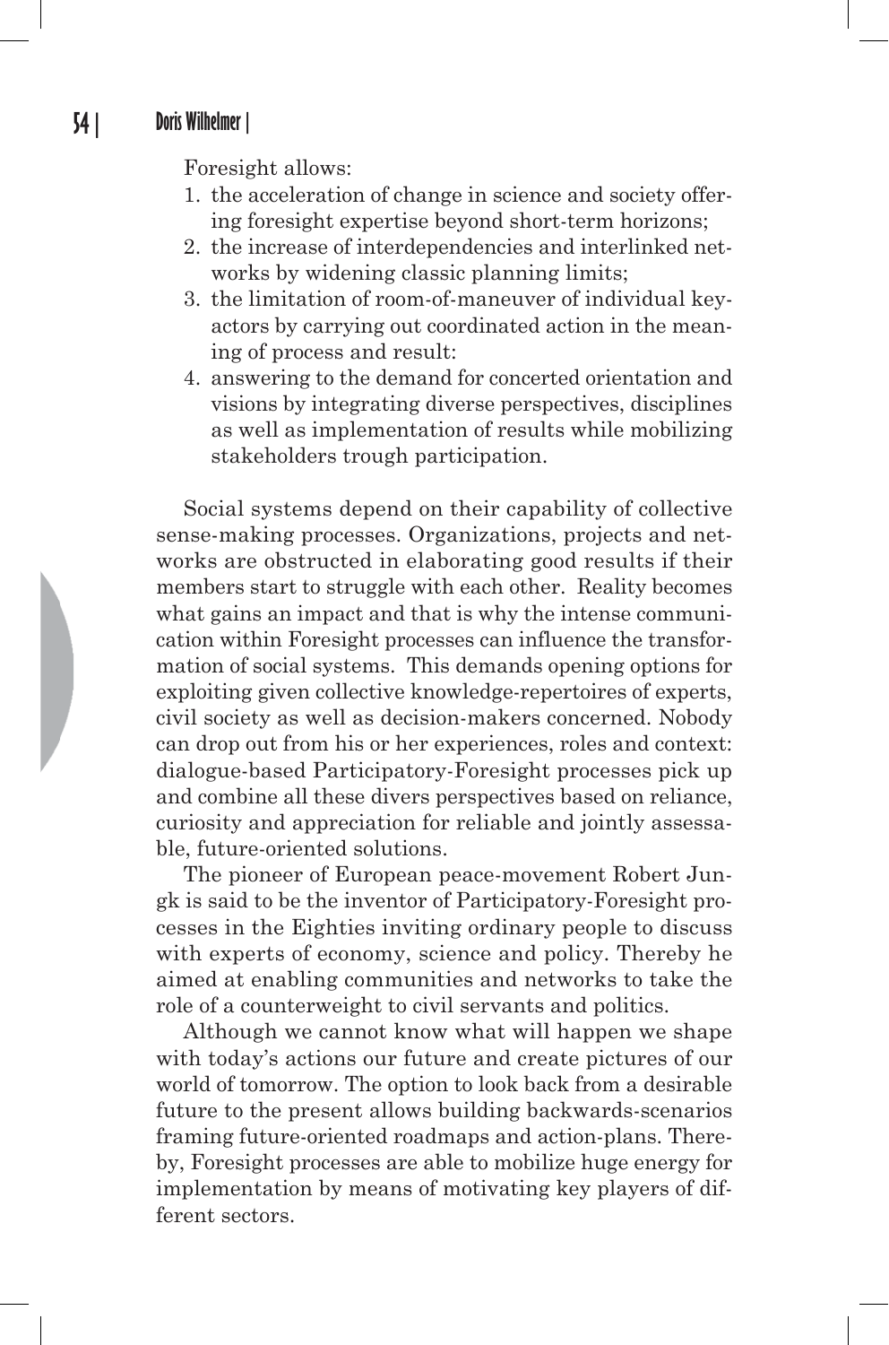Foresight allows:

1. the acceleration of change in science and society offering foresight expertise beyond short-term horizons;
2. the increase of interdependencies and interlinked networks by widening classic planning limits;
3. the limitation of room-of-maneuver of individual key-actors by carrying out coordinated action in the meaning of process and result:
4. answering to the demand for concerted orientation and visions by integrating diverse perspectives, disciplines as well as implementation of results while mobilizing stakeholders trough participation.

Social systems depend on their capability of collective sense-making processes. Organizations, projects and networks are obstructed in elaborating good results if their members start to struggle with each other. Reality becomes what gains an impact and that is why the intense communication within Foresight processes can influence the transformation of social systems. This demands opening options for exploiting given collective knowledge-repertoires of experts, civil society as well as decision-makers concerned. Nobody can drop out from his or her experiences, roles and context: dialogue-based Participatory-Foresight processes pick up and combine all these divers perspectives based on reliance, curiosity and appreciation for reliable and jointly assessable, future-oriented solutions.

The pioneer of European peace-movement Robert Jungk is said to be the inventor of Participatory-Foresight processes in the Eighties inviting ordinary people to discuss with experts of economy, science and policy. Thereby he aimed at enabling communities and networks to take the role of a counterweight to civil servants and politics.

Although we cannot know what will happen we shape with today's actions our future and create pictures of our world of tomorrow. The option to look back from a desirable future to the present allows building backwards-scenarios framing future-oriented roadmaps and action-plans. Thereby, Foresight processes are able to mobilize huge energy for implementation by means of motivating key players of different sectors.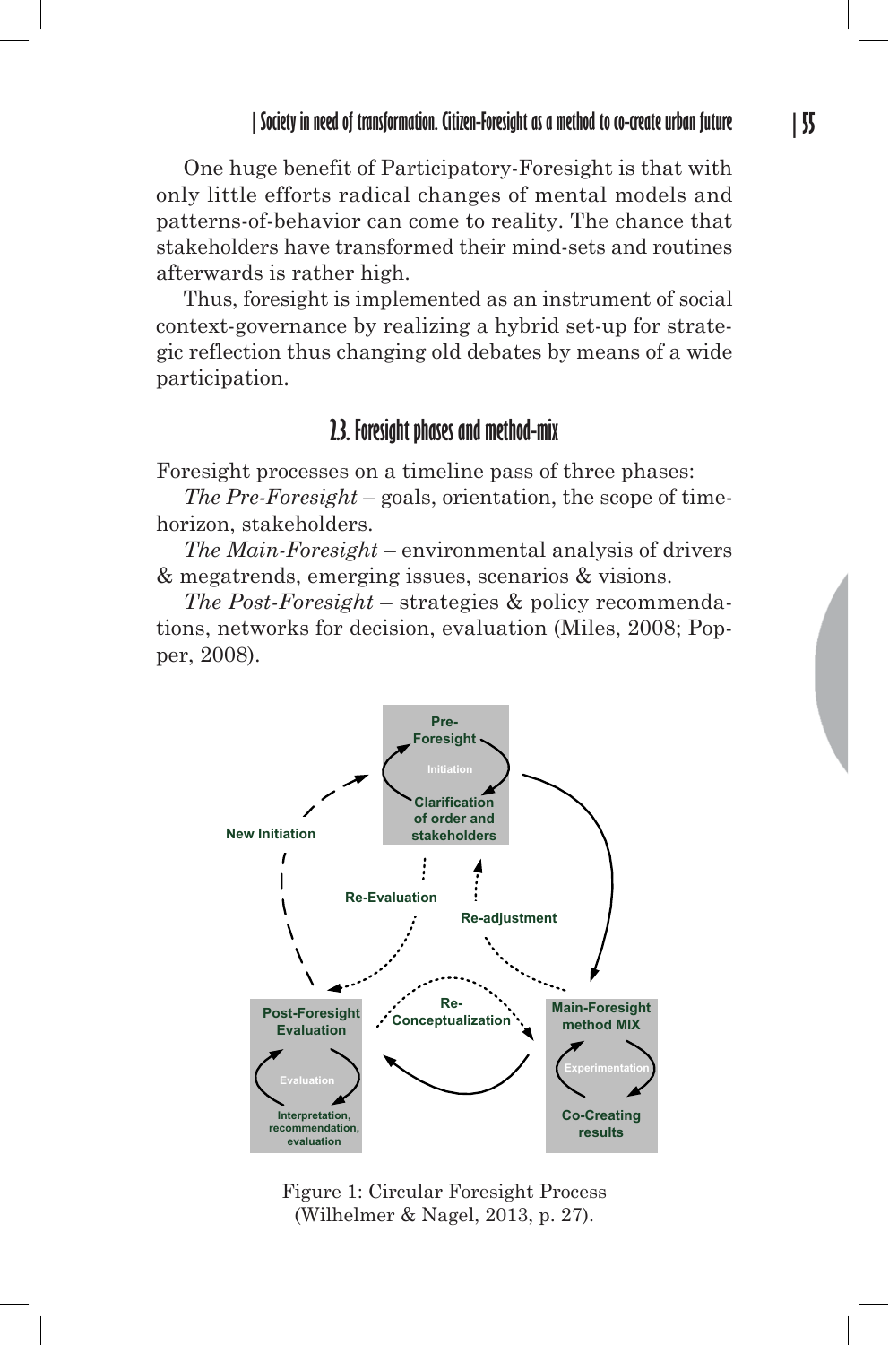One huge benefit of Participatory-Foresight is that with only little efforts radical changes of mental models and patterns-of-behavior can come to reality. The chance that stakeholders have transformed their mind-sets and routines afterwards is rather high.

Thus, foresight is implemented as an instrument of social context-governance by realizing a hybrid set-up for strategic reflection thus changing old debates by means of a wide participation.

## 2.3. Foresight phases and method-mix

Foresight processes on a timeline pass of three phases:

*The Pre-Foresight* – goals, orientation, the scope of time-horizon, stakeholders.

*The Main-Foresight* – environmental analysis of drivers & megatrends, emerging issues, scenarios & visions.

*The Post-Foresight* – strategies & policy recommendations, networks for decision, evaluation (Miles, 2008; Popper, 2008).

Figure 1: Circular Foresight Process (Wilhelmer & Nagel, 2013, p. 27).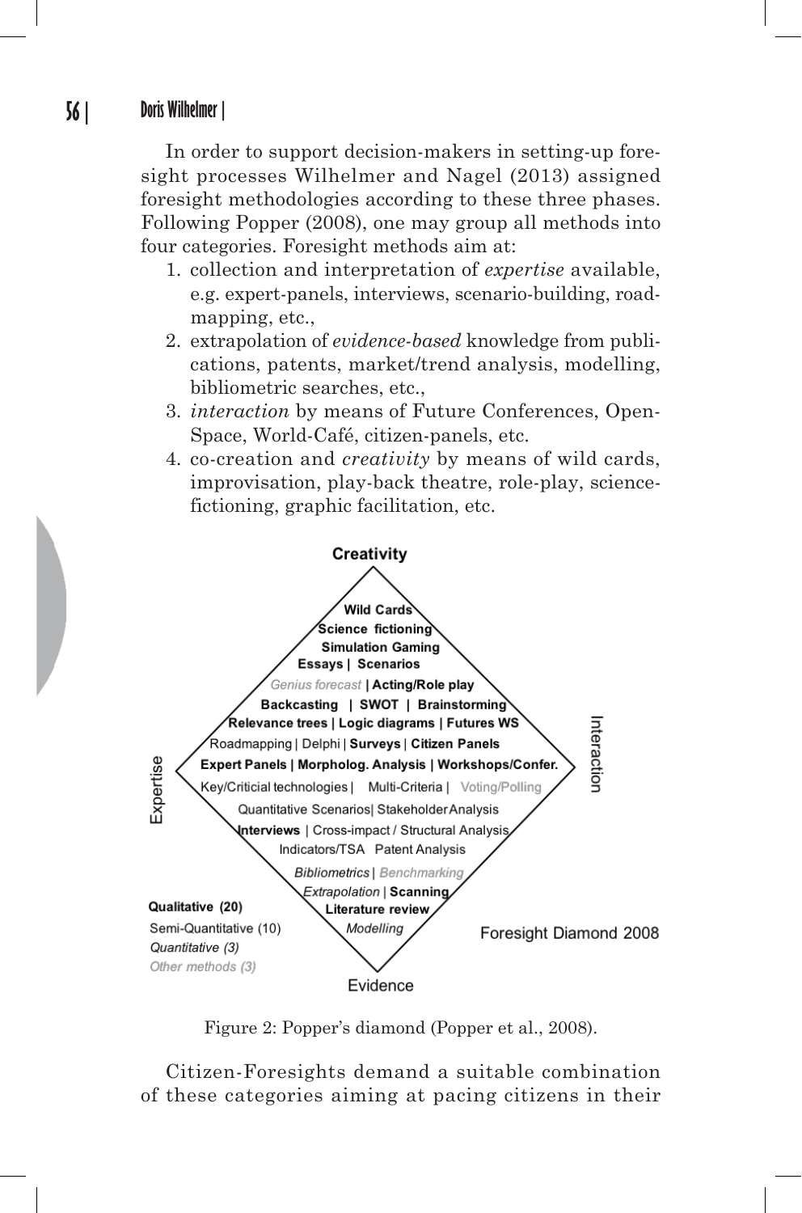In order to support decision-makers in setting-up foresight processes Wilhelmer and Nagel (2013) assigned foresight methodologies according to these three phases. Following Popper (2008), one may group all methods into four categories. Foresight methods aim at:

1. collection and interpretation of *expertise* available, e.g. expert-panels, interviews, scenario-building, roadmapping, etc.,
2. extrapolation of *evidence-based* knowledge from publications, patents, market/trend analysis, modelling, bibliometric searches, etc.,
3. *interaction* by means of Future Conferences, Open-Space, World-Café, citizen-panels, etc.
4. co-creation and *creativity* by means of wild cards, improvisation, play-back theatre, role-play, science-fictioning, graphic facilitation, etc.

Figure 2: Popper's diamond (Popper et al., 2008).

Citizen-Foresights demand a suitable combination of these categories aiming at pacing citizens in their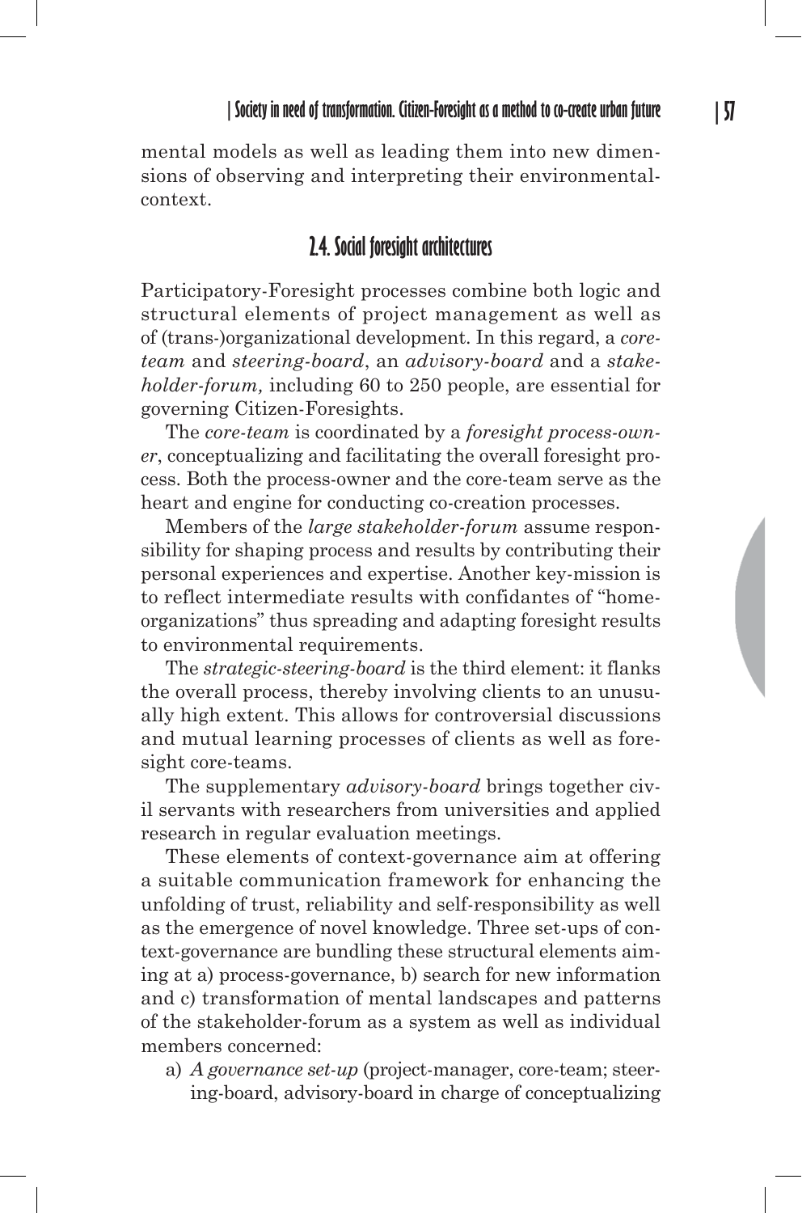mental models as well as leading them into new dimensions of observing and interpreting their environmental-context.

## 2.4. Social foresight architectures

Participatory-Foresight processes combine both logic and structural elements of project management as well as of (trans-)organizational development. In this regard, a *core-team* and *steering-board*, an *advisory-board* and a *stakeholder-forum,* including 60 to 250 people, are essential for governing Citizen-Foresights.

The *core-team* is coordinated by a *foresight process-owner*, conceptualizing and facilitating the overall foresight process. Both the process-owner and the core-team serve as the heart and engine for conducting co-creation processes.

Members of the *large stakeholder-forum* assume responsibility for shaping process and results by contributing their personal experiences and expertise. Another key-mission is to reflect intermediate results with confidantes of "home-organizations" thus spreading and adapting foresight results to environmental requirements.

The *strategic-steering-board* is the third element: it flanks the overall process, thereby involving clients to an unusually high extent. This allows for controversial discussions and mutual learning processes of clients as well as foresight core-teams.

The supplementary *advisory-board* brings together civil servants with researchers from universities and applied research in regular evaluation meetings.

These elements of context-governance aim at offering a suitable communication framework for enhancing the unfolding of trust, reliability and self-responsibility as well as the emergence of novel knowledge. Three set-ups of context-governance are bundling these structural elements aiming at a) process-governance, b) search for new information and c) transformation of mental landscapes and patterns of the stakeholder-forum as a system as well as individual members concerned:

a) *A governance set-up* (project-manager, core-team; steering-board, advisory-board in charge of conceptualizing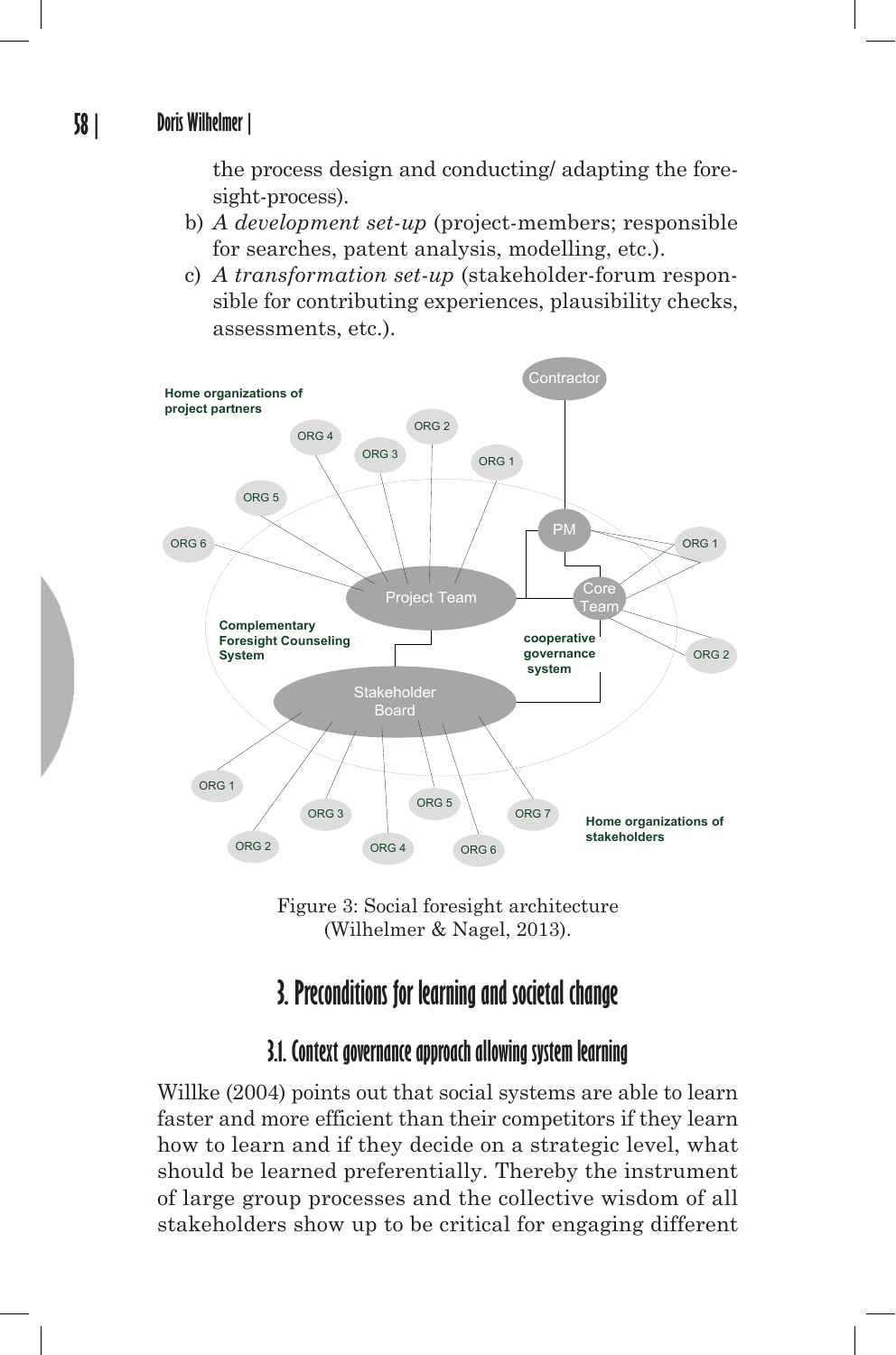the process design and conducting/ adapting the foresight-process).

b) *A development set-up* (project-members; responsible for searches, patent analysis, modelling, etc.).

c) *A transformation set-up* (stakeholder-forum responsible for contributing experiences, plausibility checks, assessments, etc.).

Figure 3: Social foresight architecture (Wilhelmer & Nagel, 2013).

## 3. Preconditions for learning and societal change

### 3.1. Context governance approach allowing system learning

Willke (2004) points out that social systems are able to learn faster and more efficient than their competitors if they learn how to learn and if they decide on a strategic level, what should be learned preferentially. Thereby the instrument of large group processes and the collective wisdom of all stakeholders show up to be critical for engaging different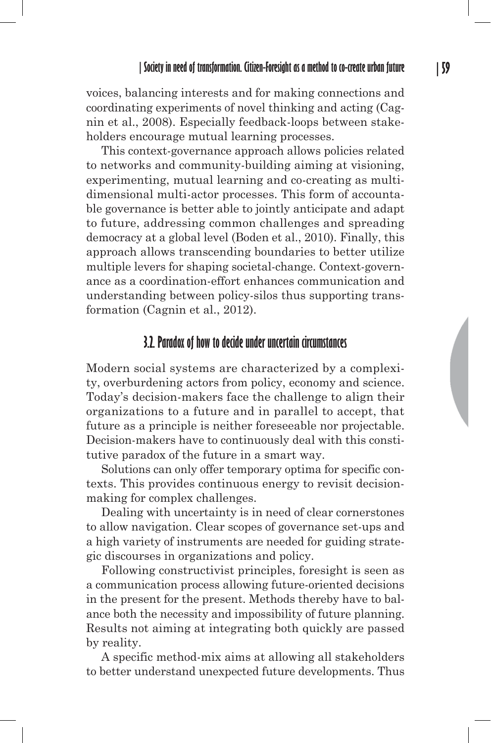voices, balancing interests and for making connections and coordinating experiments of novel thinking and acting (Cagnin et al., 2008). Especially feedback-loops between stakeholders encourage mutual learning processes.

This context-governance approach allows policies related to networks and community-building aiming at visioning, experimenting, mutual learning and co-creating as multidimensional multi-actor processes. This form of accountable governance is better able to jointly anticipate and adapt to future, addressing common challenges and spreading democracy at a global level (Boden et al., 2010). Finally, this approach allows transcending boundaries to better utilize multiple levers for shaping societal-change. Context-governance as a coordination-effort enhances communication and understanding between policy-silos thus supporting transformation (Cagnin et al., 2012).

## 3.2. Paradox of how to decide under uncertain circumstances

Modern social systems are characterized by a complexity, overburdening actors from policy, economy and science. Today's decision-makers face the challenge to align their organizations to a future and in parallel to accept, that future as a principle is neither foreseeable nor projectable. Decision-makers have to continuously deal with this constitutive paradox of the future in a smart way.

Solutions can only offer temporary optima for specific contexts. This provides continuous energy to revisit decision-making for complex challenges.

Dealing with uncertainty is in need of clear cornerstones to allow navigation. Clear scopes of governance set-ups and a high variety of instruments are needed for guiding strategic discourses in organizations and policy.

Following constructivist principles, foresight is seen as a communication process allowing future-oriented decisions in the present for the present. Methods thereby have to balance both the necessity and impossibility of future planning. Results not aiming at integrating both quickly are passed by reality.

A specific method-mix aims at allowing all stakeholders to better understand unexpected future developments. Thus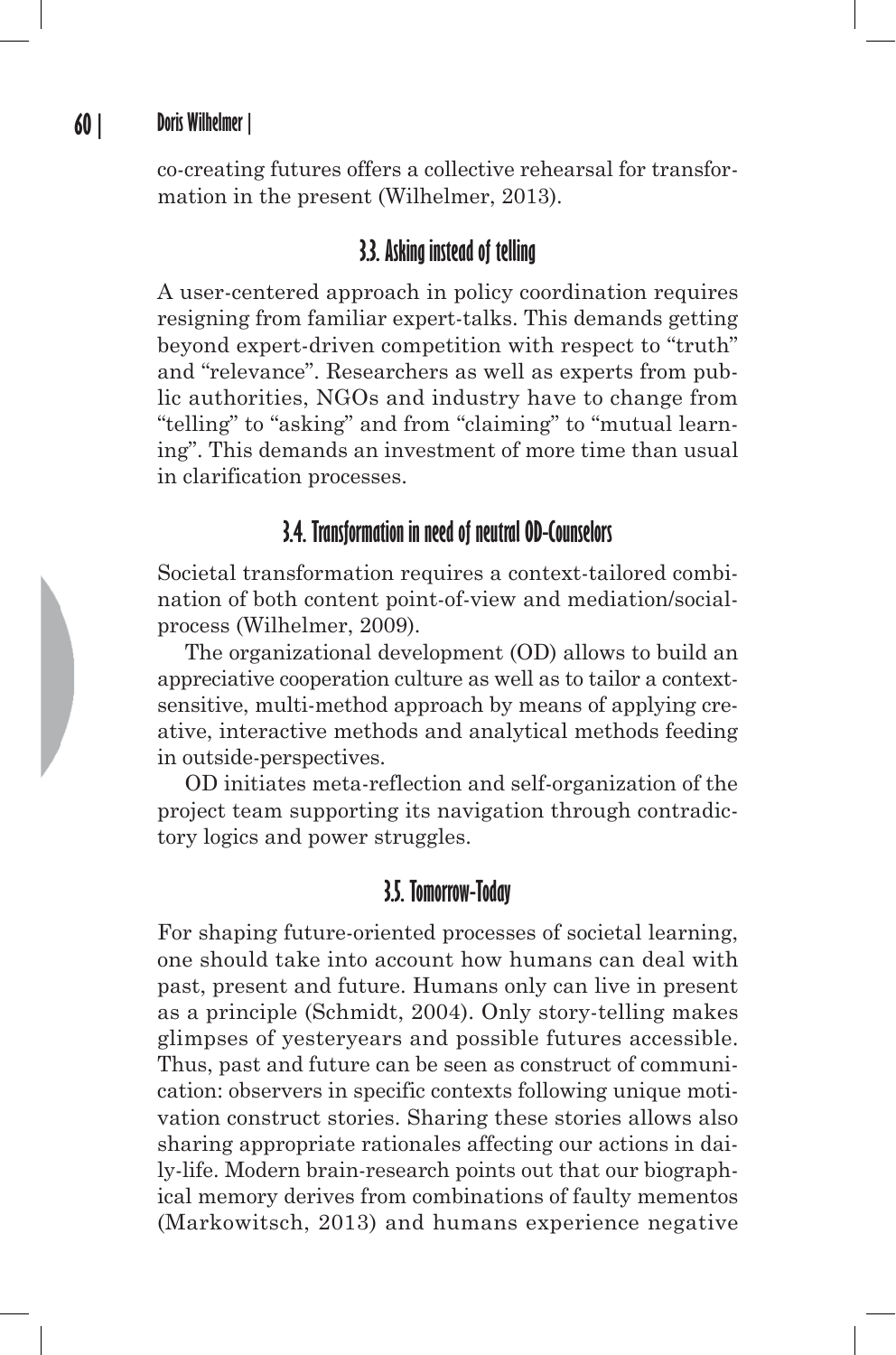co-creating futures offers a collective rehearsal for transformation in the present (Wilhelmer, 2013).

### 3.3. Asking instead of telling

A user-centered approach in policy coordination requires resigning from familiar expert-talks. This demands getting beyond expert-driven competition with respect to "truth" and "relevance". Researchers as well as experts from public authorities, NGOs and industry have to change from "telling" to "asking" and from "claiming" to "mutual learning". This demands an investment of more time than usual in clarification processes.

### 3.4. Transformation in need of neutral OD-Counselors

Societal transformation requires a context-tailored combination of both content point-of-view and mediation/social-process (Wilhelmer, 2009).

The organizational development (OD) allows to build an appreciative cooperation culture as well as to tailor a context-sensitive, multi-method approach by means of applying creative, interactive methods and analytical methods feeding in outside-perspectives.

OD initiates meta-reflection and self-organization of the project team supporting its navigation through contradictory logics and power struggles.

### 3.5. Tomorrow-Today

For shaping future-oriented processes of societal learning, one should take into account how humans can deal with past, present and future. Humans only can live in present as a principle (Schmidt, 2004). Only story-telling makes glimpses of yesteryears and possible futures accessible. Thus, past and future can be seen as construct of communication: observers in specific contexts following unique motivation construct stories. Sharing these stories allows also sharing appropriate rationales affecting our actions in daily-life. Modern brain-research points out that our biographical memory derives from combinations of faulty mementos (Markowitsch, 2013) and humans experience negative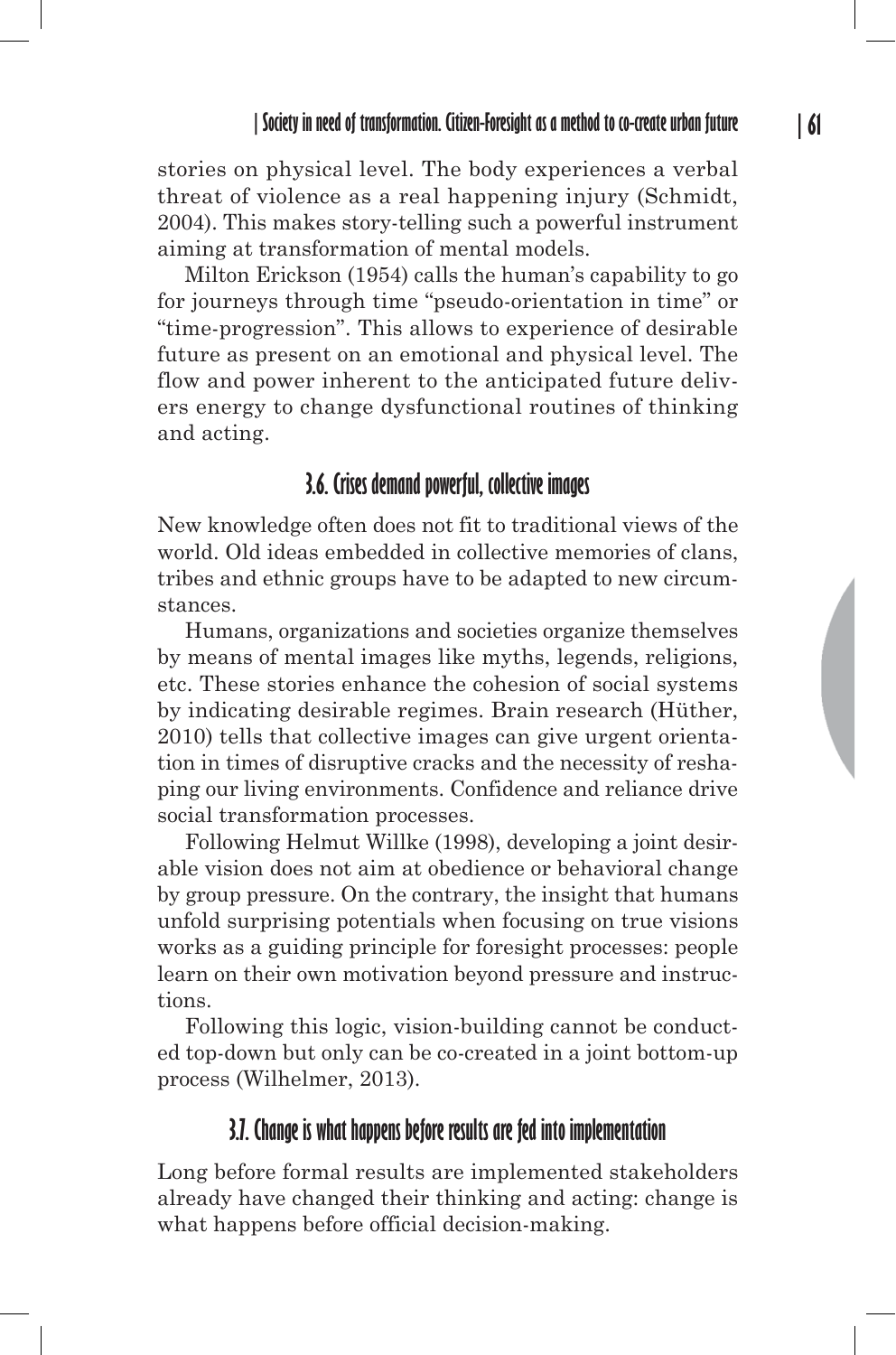stories on physical level. The body experiences a verbal threat of violence as a real happening injury (Schmidt, 2004). This makes story-telling such a powerful instrument aiming at transformation of mental models.

Milton Erickson (1954) calls the human's capability to go for journeys through time "pseudo-orientation in time" or "time-progression". This allows to experience of desirable future as present on an emotional and physical level. The flow and power inherent to the anticipated future delivers energy to change dysfunctional routines of thinking and acting.

### 3.6. Crises demand powerful, collective images

New knowledge often does not fit to traditional views of the world. Old ideas embedded in collective memories of clans, tribes and ethnic groups have to be adapted to new circumstances.

Humans, organizations and societies organize themselves by means of mental images like myths, legends, religions, etc. These stories enhance the cohesion of social systems by indicating desirable regimes. Brain research (Hüther, 2010) tells that collective images can give urgent orientation in times of disruptive cracks and the necessity of reshaping our living environments. Confidence and reliance drive social transformation processes.

Following Helmut Willke (1998), developing a joint desirable vision does not aim at obedience or behavioral change by group pressure. On the contrary, the insight that humans unfold surprising potentials when focusing on true visions works as a guiding principle for foresight processes: people learn on their own motivation beyond pressure and instructions.

Following this logic, vision-building cannot be conducted top-down but only can be co-created in a joint bottom-up process (Wilhelmer, 2013).

### 3.7. Change is what happens before results are fed into implementation

Long before formal results are implemented stakeholders already have changed their thinking and acting: change is what happens before official decision-making.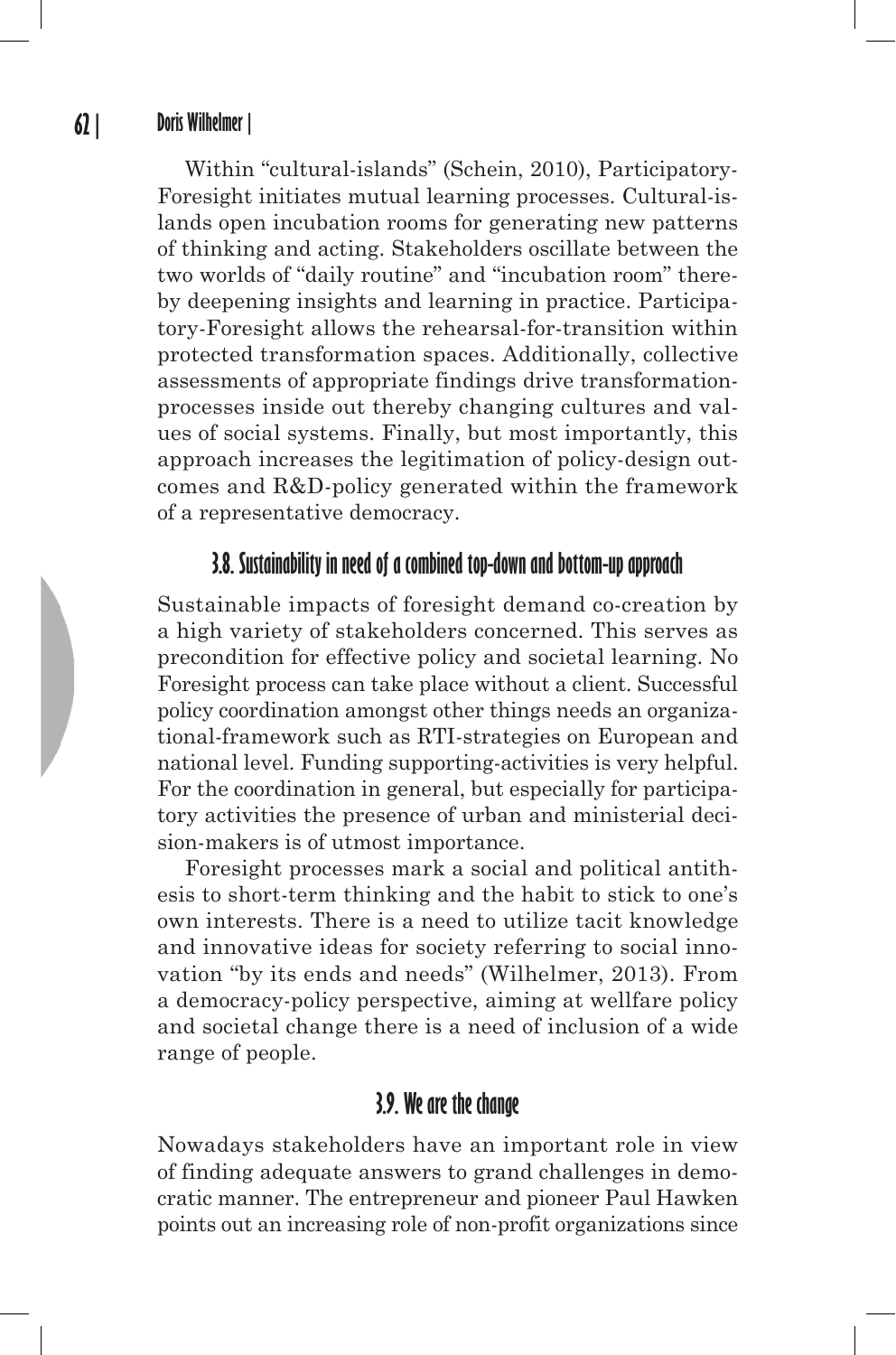Within "cultural-islands" (Schein, 2010), Participatory-Foresight initiates mutual learning processes. Cultural-islands open incubation rooms for generating new patterns of thinking and acting. Stakeholders oscillate between the two worlds of "daily routine" and "incubation room" thereby deepening insights and learning in practice. Participatory-Foresight allows the rehearsal-for-transition within protected transformation spaces. Additionally, collective assessments of appropriate findings drive transformation-processes inside out thereby changing cultures and values of social systems. Finally, but most importantly, this approach increases the legitimation of policy-design outcomes and R&D-policy generated within the framework of a representative democracy.

### 3.8. Sustainability in need of a combined top-down and bottom-up approach

Sustainable impacts of foresight demand co-creation by a high variety of stakeholders concerned. This serves as precondition for effective policy and societal learning. No Foresight process can take place without a client. Successful policy coordination amongst other things needs an organizational-framework such as RTI-strategies on European and national level. Funding supporting-activities is very helpful. For the coordination in general, but especially for participatory activities the presence of urban and ministerial decision-makers is of utmost importance.

Foresight processes mark a social and political antithesis to short-term thinking and the habit to stick to one's own interests. There is a need to utilize tacit knowledge and innovative ideas for society referring to social innovation "by its ends and needs" (Wilhelmer, 2013). From a democracy-policy perspective, aiming at wellfare policy and societal change there is a need of inclusion of a wide range of people.

### 3.9. We are the change

Nowadays stakeholders have an important role in view of finding adequate answers to grand challenges in democratic manner. The entrepreneur and pioneer Paul Hawken points out an increasing role of non-profit organizations since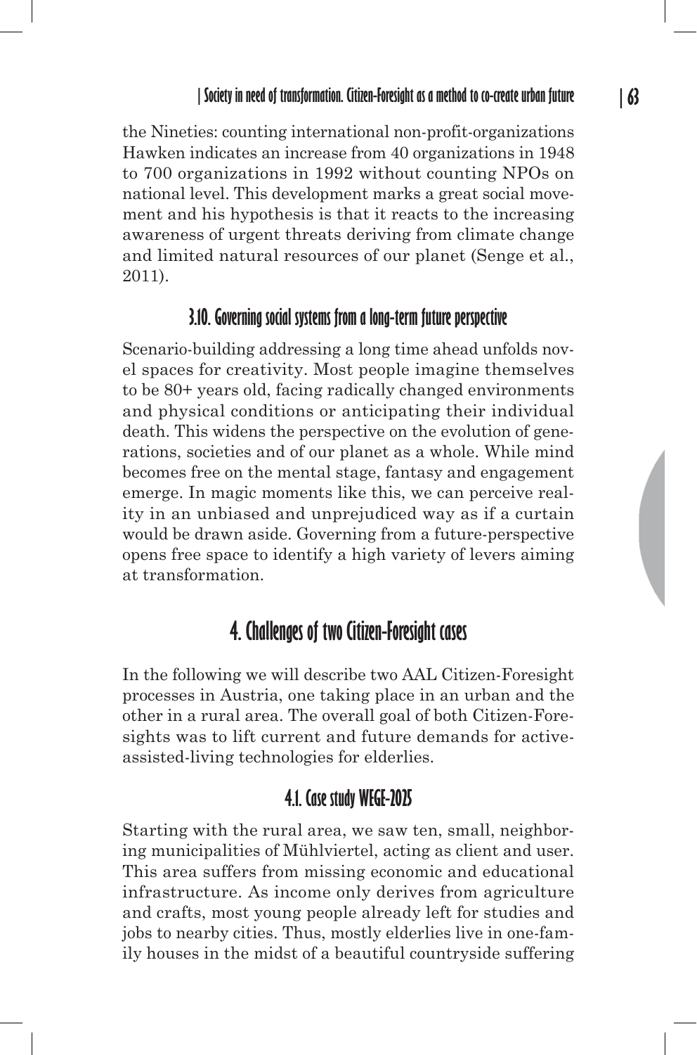the Nineties: counting international non-profit-organizations Hawken indicates an increase from 40 organizations in 1948 to 700 organizations in 1992 without counting NPOs on national level. This development marks a great social movement and his hypothesis is that it reacts to the increasing awareness of urgent threats deriving from climate change and limited natural resources of our planet (Senge et al., 2011).

### 3.10. Governing social systems from a long-term future perspective

Scenario-building addressing a long time ahead unfolds novel spaces for creativity. Most people imagine themselves to be 80+ years old, facing radically changed environments and physical conditions or anticipating their individual death. This widens the perspective on the evolution of generations, societies and of our planet as a whole. While mind becomes free on the mental stage, fantasy and engagement emerge. In magic moments like this, we can perceive reality in an unbiased and unprejudiced way as if a curtain would be drawn aside. Governing from a future-perspective opens free space to identify a high variety of levers aiming at transformation.

## 4. Challenges of two Citizen-Foresight cases

In the following we will describe two AAL Citizen-Foresight processes in Austria, one taking place in an urban and the other in a rural area. The overall goal of both Citizen-Foresights was to lift current and future demands for active-assisted-living technologies for elderlies.

### 4.1. Case study WEGE-2025

Starting with the rural area, we saw ten, small, neighboring municipalities of Mühlviertel, acting as client and user. This area suffers from missing economic and educational infrastructure. As income only derives from agriculture and crafts, most young people already left for studies and jobs to nearby cities. Thus, mostly elderlies live in one-family houses in the midst of a beautiful countryside suffering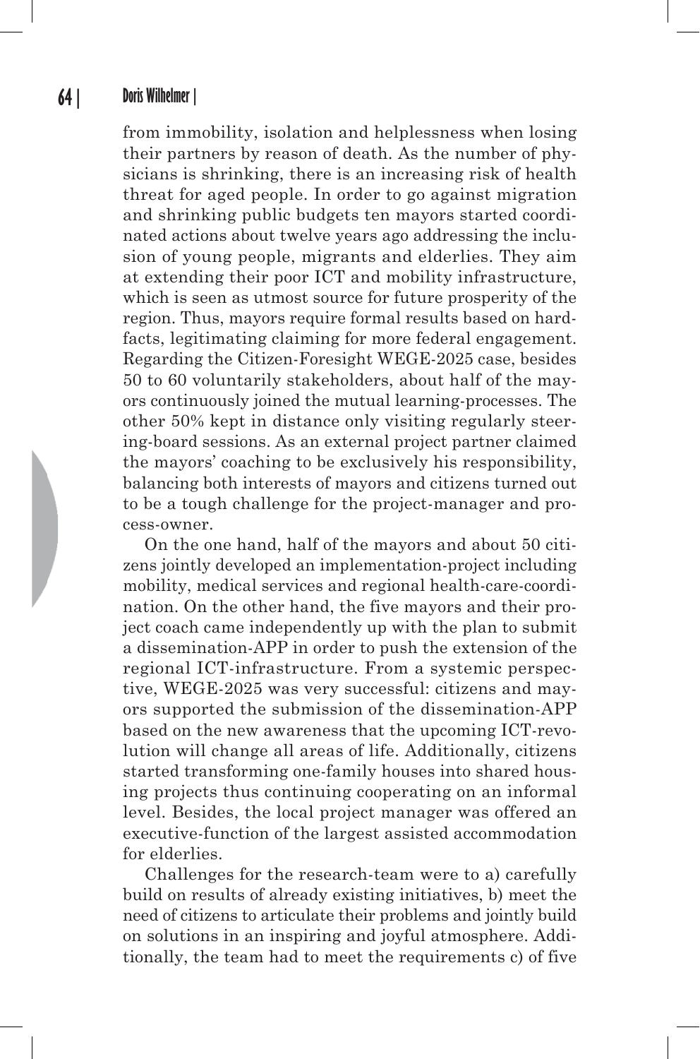from immobility, isolation and helplessness when losing their partners by reason of death. As the number of physicians is shrinking, there is an increasing risk of health threat for aged people. In order to go against migration and shrinking public budgets ten mayors started coordinated actions about twelve years ago addressing the inclusion of young people, migrants and elderlies. They aim at extending their poor ICT and mobility infrastructure, which is seen as utmost source for future prosperity of the region. Thus, mayors require formal results based on hard-facts, legitimating claiming for more federal engagement. Regarding the Citizen-Foresight WEGE-2025 case, besides 50 to 60 voluntarily stakeholders, about half of the mayors continuously joined the mutual learning-processes. The other 50% kept in distance only visiting regularly steering-board sessions. As an external project partner claimed the mayors' coaching to be exclusively his responsibility, balancing both interests of mayors and citizens turned out to be a tough challenge for the project-manager and process-owner.

On the one hand, half of the mayors and about 50 citizens jointly developed an implementation-project including mobility, medical services and regional health-care-coordination. On the other hand, the five mayors and their project coach came independently up with the plan to submit a dissemination-APP in order to push the extension of the regional ICT-infrastructure. From a systemic perspective, WEGE-2025 was very successful: citizens and mayors supported the submission of the dissemination-APP based on the new awareness that the upcoming ICT-revolution will change all areas of life. Additionally, citizens started transforming one-family houses into shared housing projects thus continuing cooperating on an informal level. Besides, the local project manager was offered an executive-function of the largest assisted accommodation for elderlies.

Challenges for the research-team were to a) carefully build on results of already existing initiatives, b) meet the need of citizens to articulate their problems and jointly build on solutions in an inspiring and joyful atmosphere. Additionally, the team had to meet the requirements c) of five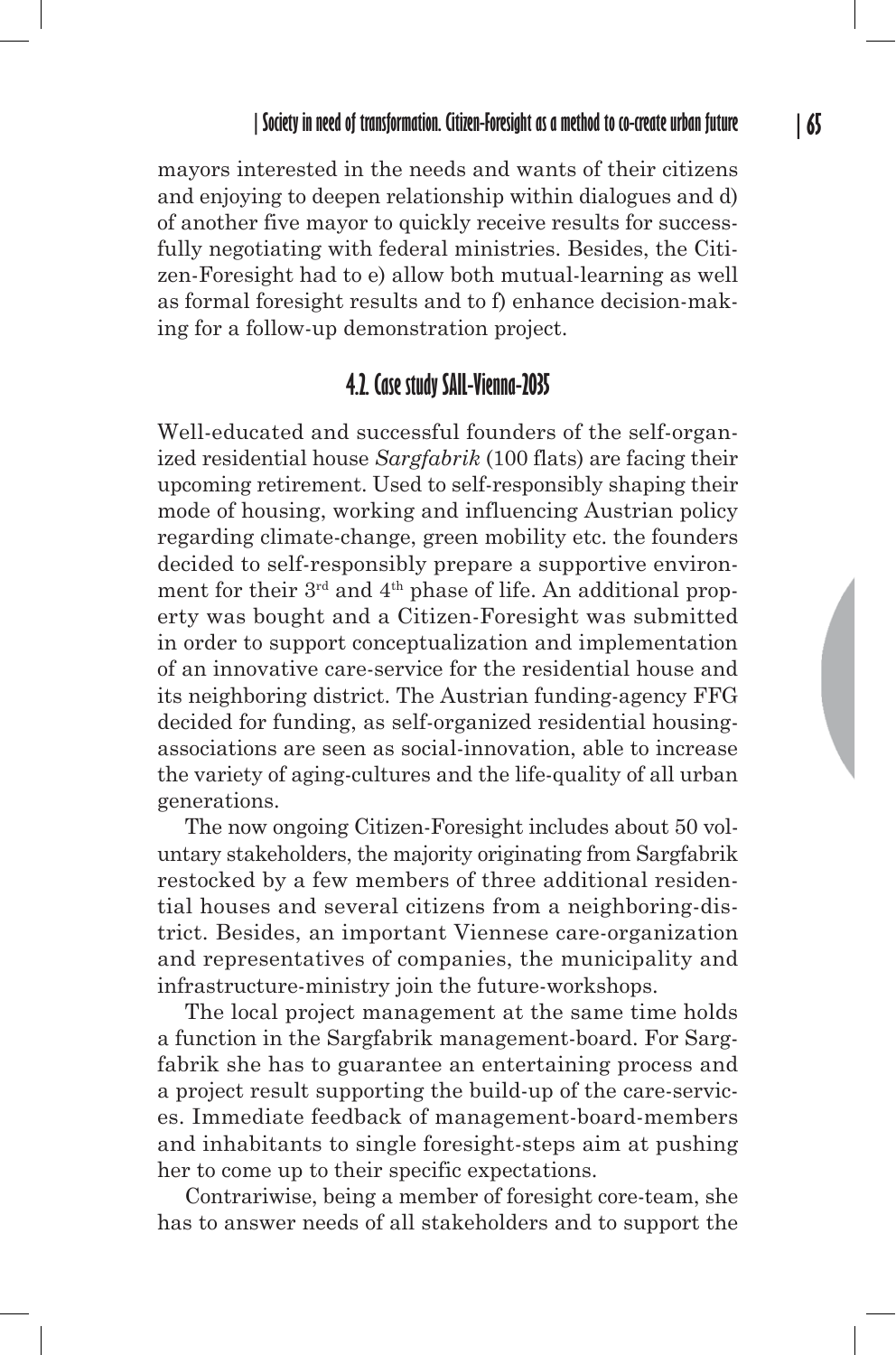mayors interested in the needs and wants of their citizens and enjoying to deepen relationship within dialogues and d) of another five mayor to quickly receive results for successfully negotiating with federal ministries. Besides, the Citizen-Foresight had to e) allow both mutual-learning as well as formal foresight results and to f) enhance decision-making for a follow-up demonstration project.

## 4.2. Case study SAIL-Vienna-2035

Well-educated and successful founders of the self-organized residential house *Sargfabrik* (100 flats) are facing their upcoming retirement. Used to self-responsibly shaping their mode of housing, working and influencing Austrian policy regarding climate-change, green mobility etc. the founders decided to self-responsibly prepare a supportive environment for their 3rd and 4th phase of life. An additional property was bought and a Citizen-Foresight was submitted in order to support conceptualization and implementation of an innovative care-service for the residential house and its neighboring district. The Austrian funding-agency FFG decided for funding, as self-organized residential housing-associations are seen as social-innovation, able to increase the variety of aging-cultures and the life-quality of all urban generations.

The now ongoing Citizen-Foresight includes about 50 voluntary stakeholders, the majority originating from Sargfabrik restocked by a few members of three additional residential houses and several citizens from a neighboring-district. Besides, an important Viennese care-organization and representatives of companies, the municipality and infrastructure-ministry join the future-workshops.

The local project management at the same time holds a function in the Sargfabrik management-board. For Sargfabrik she has to guarantee an entertaining process and a project result supporting the build-up of the care-services. Immediate feedback of management-board-members and inhabitants to single foresight-steps aim at pushing her to come up to their specific expectations.

Contrariwise, being a member of foresight core-team, she has to answer needs of all stakeholders and to support the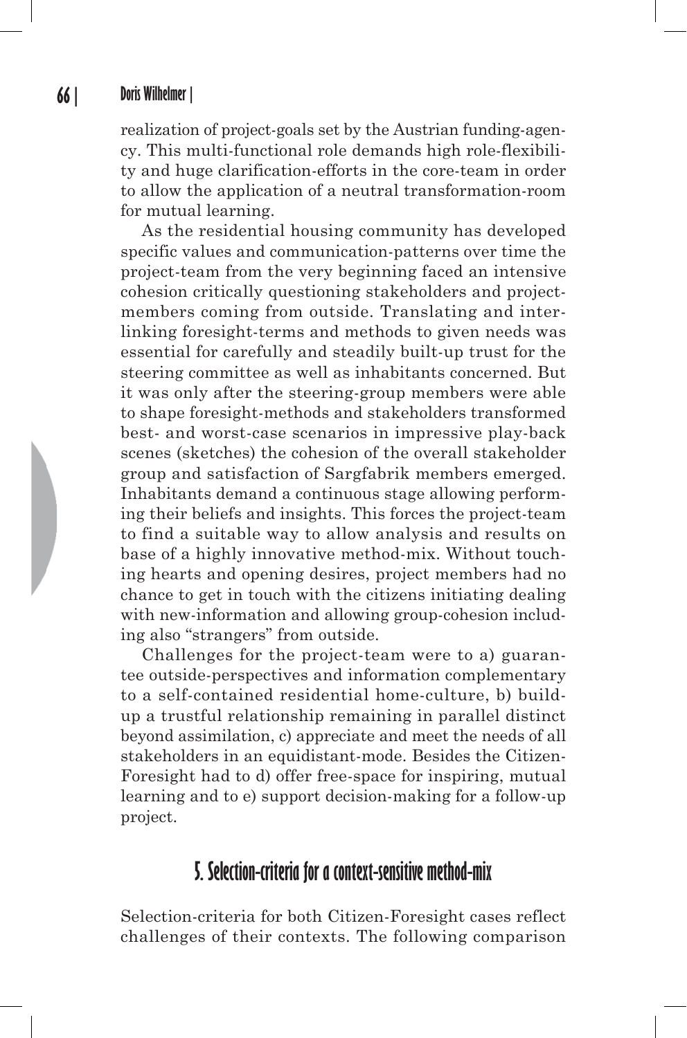realization of project-goals set by the Austrian funding-agency. This multi-functional role demands high role-flexibility and huge clarification-efforts in the core-team in order to allow the application of a neutral transformation-room for mutual learning.

As the residential housing community has developed specific values and communication-patterns over time the project-team from the very beginning faced an intensive cohesion critically questioning stakeholders and project-members coming from outside. Translating and inter-linking foresight-terms and methods to given needs was essential for carefully and steadily built-up trust for the steering committee as well as inhabitants concerned. But it was only after the steering-group members were able to shape foresight-methods and stakeholders transformed best- and worst-case scenarios in impressive play-back scenes (sketches) the cohesion of the overall stakeholder group and satisfaction of Sargfabrik members emerged. Inhabitants demand a continuous stage allowing performing their beliefs and insights. This forces the project-team to find a suitable way to allow analysis and results on base of a highly innovative method-mix. Without touching hearts and opening desires, project members had no chance to get in touch with the citizens initiating dealing with new-information and allowing group-cohesion including also "strangers" from outside.

Challenges for the project-team were to a) guarantee outside-perspectives and information complementary to a self-contained residential home-culture, b) build-up a trustful relationship remaining in parallel distinct beyond assimilation, c) appreciate and meet the needs of all stakeholders in an equidistant-mode. Besides the Citizen-Foresight had to d) offer free-space for inspiring, mutual learning and to e) support decision-making for a follow-up project.

## 5. Selection-criteria for a context-sensitive method-mix

Selection-criteria for both Citizen-Foresight cases reflect challenges of their contexts. The following comparison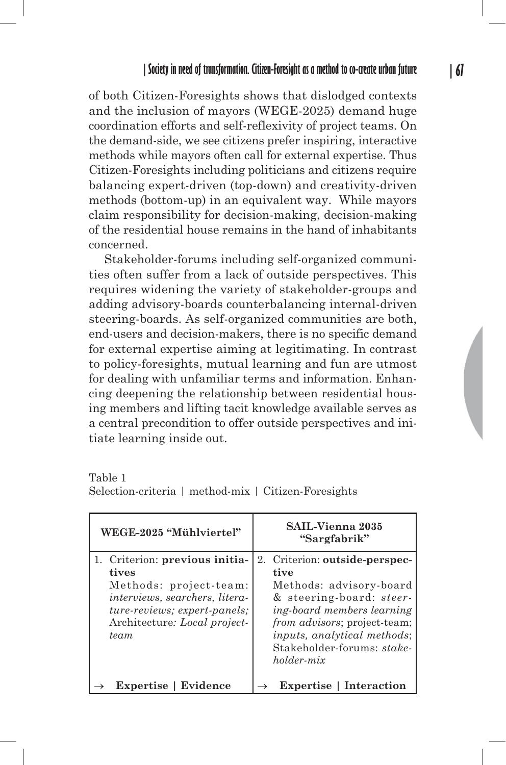of both Citizen-Foresights shows that dislodged contexts and the inclusion of mayors (WEGE-2025) demand huge coordination efforts and self-reflexivity of project teams. On the demand-side, we see citizens prefer inspiring, interactive methods while mayors often call for external expertise. Thus Citizen-Foresights including politicians and citizens require balancing expert-driven (top-down) and creativity-driven methods (bottom-up) in an equivalent way. While mayors claim responsibility for decision-making, decision-making of the residential house remains in the hand of inhabitants concerned.

Stakeholder-forums including self-organized communities often suffer from a lack of outside perspectives. This requires widening the variety of stakeholder-groups and adding advisory-boards counterbalancing internal-driven steering-boards. As self-organized communities are both, end-users and decision-makers, there is no specific demand for external expertise aiming at legitimating. In contrast to policy-foresights, mutual learning and fun are utmost for dealing with unfamiliar terms and information. Enhancing deepening the relationship between residential housing members and lifting tacit knowledge available serves as a central precondition to offer outside perspectives and initiate learning inside out.

Table 1
Selection-criteria | method-mix | Citizen-Foresights

| WEGE-2025 "Mühlviertel" | SAIL-Vienna 2035 "Sargfabrik" |
|---|---|
| 1. Criterion: **previous initiatives** Methods: project-team: *interviews, searchers, literature-reviews; expert-panels;* Architecture*: Local project-team* | 2. Criterion: **outside-perspective** Methods: advisory-board & steering-board: *steering-board members learning from advisors*; project-team; *inputs, analytical methods*; Stakeholder-forums: *stakeholder-mix* |
| → **Expertise \| Evidence** | → **Expertise \| Interaction** |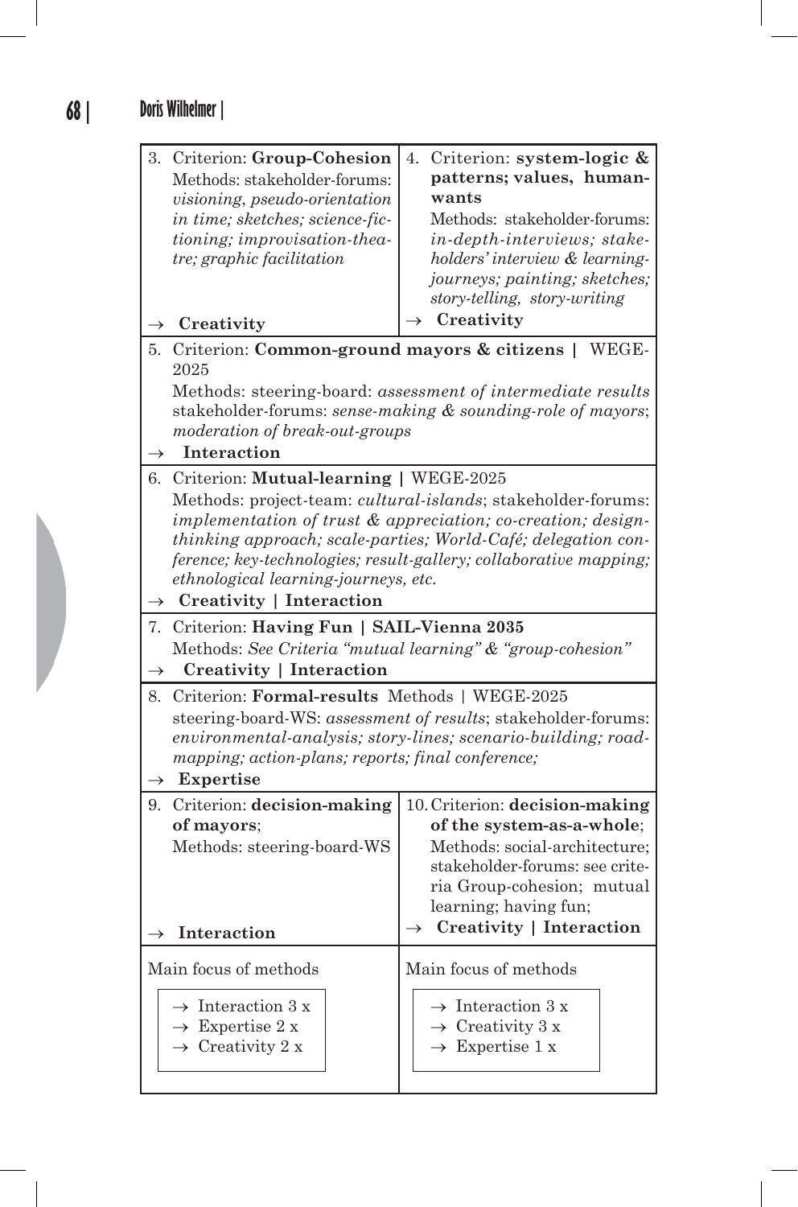| 3. Criterion: **Group-Cohesion**<br>Methods: stakeholder-forums: *visioning, pseudo-orientation in time; sketches; science-fictioning; improvisation-theatre; graphic facilitation*<br>→ **Creativity** | 4. Criterion: **system-logic & patterns; values, human-wants**<br>Methods: stakeholder-forums: *in-depth-interviews; stakeholders' interview & learning-journeys; painting; sketches; story-telling, story-writing*<br>→ **Creativity** |
|---|---|
| 5. Criterion: **Common-ground mayors & citizens \|** WEGE-2025<br>Methods: steering-board: *assessment of intermediate results* stakeholder-forums: *sense-making & sounding-role of mayors*; *moderation of break-out-groups*<br>→ **Interaction** | |
| 6. Criterion: **Mutual-learning \|** WEGE-2025<br>Methods: project-team: *cultural-islands*; stakeholder-forums: *implementation of trust & appreciation; co-creation; design-thinking approach; scale-parties; World-Café; delegation conference; key-technologies; result-gallery; collaborative mapping; ethnological learning-journeys, etc.*<br>→ **Creativity \| Interaction** | |
| 7. Criterion: **Having Fun \| SAIL-Vienna 2035**<br>Methods: *See Criteria "mutual learning" & "group-cohesion"*<br>→ **Creativity \| Interaction** | |
| 8. Criterion: **Formal-results** Methods \| WEGE-2025<br>steering-board-WS: *assessment of results*; stakeholder-forums: *environmental-analysis; story-lines; scenario-building; road-mapping; action-plans; reports; final conference;*<br>→ **Expertise** | |
| 9. Criterion: **decision-making of mayors**;<br>Methods: steering-board-WS<br>→ **Interaction** | 10. Criterion: **decision-making of the system-as-a-whole**;<br>Methods: social-architecture; stakeholder-forums: see criteria Group-cohesion; mutual learning; having fun;<br>→ **Creativity \| Interaction** |
| Main focus of methods<br>→ Interaction 3 x<br>→ Expertise 2 x<br>→ Creativity 2 x | Main focus of methods<br>→ Interaction 3 x<br>→ Creativity 3 x<br>→ Expertise 1 x |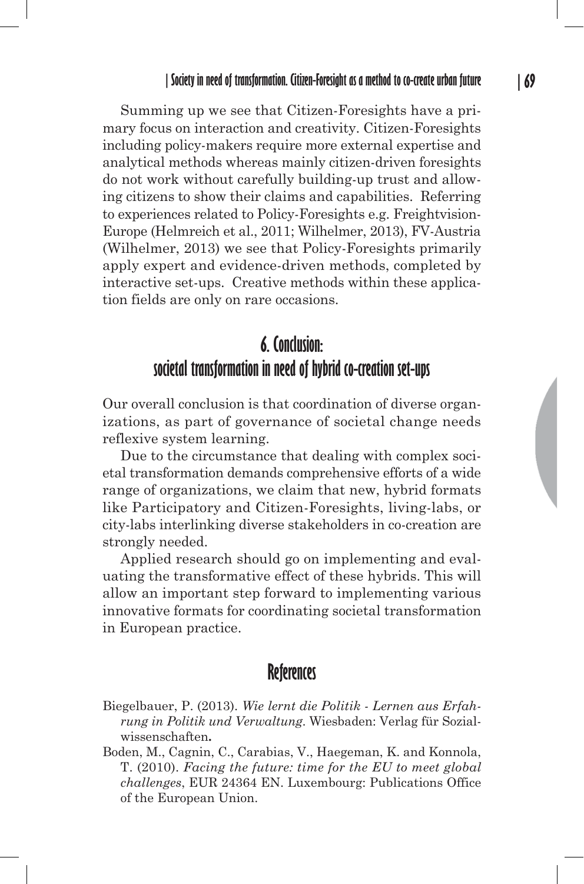Summing up we see that Citizen-Foresights have a primary focus on interaction and creativity. Citizen-Foresights including policy-makers require more external expertise and analytical methods whereas mainly citizen-driven foresights do not work without carefully building-up trust and allowing citizens to show their claims and capabilities. Referring to experiences related to Policy-Foresights e.g. Freightvision-Europe (Helmreich et al., 2011; Wilhelmer, 2013), FV-Austria (Wilhelmer, 2013) we see that Policy-Foresights primarily apply expert and evidence-driven methods, completed by interactive set-ups. Creative methods within these application fields are only on rare occasions.

## 6. Conclusion: societal transformation in need of hybrid co-creation set-ups

Our overall conclusion is that coordination of diverse organizations, as part of governance of societal change needs reflexive system learning.

Due to the circumstance that dealing with complex societal transformation demands comprehensive efforts of a wide range of organizations, we claim that new, hybrid formats like Participatory and Citizen-Foresights, living-labs, or city-labs interlinking diverse stakeholders in co-creation are strongly needed.

Applied research should go on implementing and evaluating the transformative effect of these hybrids. This will allow an important step forward to implementing various innovative formats for coordinating societal transformation in European practice.

## References

Biegelbauer, P. (2013). *Wie lernt die Politik - Lernen aus Erfahrung in Politik und Verwaltung.* Wiesbaden: Verlag für Sozialwissenschaften**.**

Boden, M., Cagnin, C., Carabias, V., Haegeman, K. and Konnola, T. (2010). *Facing the future: time for the EU to meet global challenges*, EUR 24364 EN. Luxembourg: Publications Office of the European Union.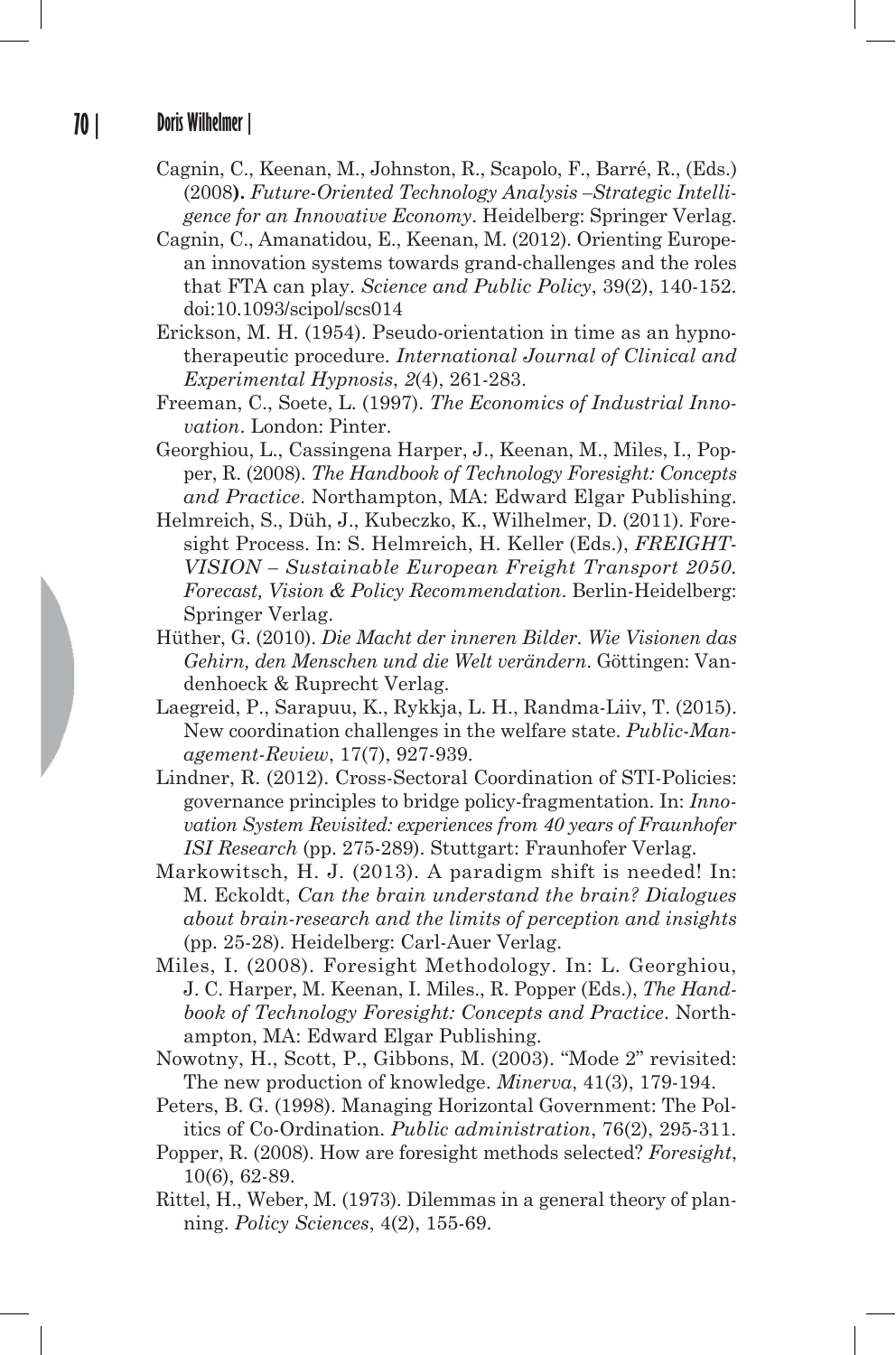Cagnin, C., Keenan, M., Johnston, R., Scapolo, F., Barré, R., (Eds.) (2008**).** *Future-Oriented Technology Analysis –Strategic Intelligence for an Innovative Economy*. Heidelberg: Springer Verlag.

Cagnin, C., Amanatidou, E., Keenan, M. (2012). Orienting European innovation systems towards grand-challenges and the roles that FTA can play. *Science and Public Policy*, 39(2), 140-152. doi:10.1093/scipol/scs014

Erickson, M. H. (1954). Pseudo-orientation in time as an hypnotherapeutic procedure. *International Journal of Clinical and Experimental Hypnosis*, *2*(4), 261-283.

Freeman, C., Soete, L. (1997). *The Economics of Industrial Innovation*. London: Pinter.

Georghiou, L., Cassingena Harper, J., Keenan, M., Miles, I., Popper, R. (2008). *The Handbook of Technology Foresight: Concepts and Practice*. Northampton, MA: Edward Elgar Publishing.

Helmreich, S., Düh, J., Kubeczko, K., Wilhelmer, D. (2011). Foresight Process. In: S. Helmreich, H. Keller (Eds.), *FREIGHTVISION – Sustainable European Freight Transport 2050. Forecast, Vision & Policy Recommendation*. Berlin-Heidelberg: Springer Verlag.

Hüther, G. (2010). *Die Macht der inneren Bilder. Wie Visionen das Gehirn, den Menschen und die Welt verändern*. Göttingen: Vandenhoeck & Ruprecht Verlag.

Laegreid, P., Sarapuu, K., Rykkja, L. H., Randma-Liiv, T. (2015). New coordination challenges in the welfare state. *Public-Management-Review*, 17(7), 927-939.

Lindner, R. (2012). Cross-Sectoral Coordination of STI-Policies: governance principles to bridge policy-fragmentation. In: *Innovation System Revisited: experiences from 40 years of Fraunhofer ISI Research* (pp. 275-289). Stuttgart: Fraunhofer Verlag.

Markowitsch, H. J. (2013). A paradigm shift is needed! In: M. Eckoldt, *Can the brain understand the brain? Dialogues about brain-research and the limits of perception and insights* (pp. 25-28). Heidelberg: Carl-Auer Verlag.

Miles, I. (2008). Foresight Methodology. In: L. Georghiou, J. C. Harper, M. Keenan, I. Miles., R. Popper (Eds.), *The Handbook of Technology Foresight: Concepts and Practice*. Northampton, MA: Edward Elgar Publishing.

Nowotny, H., Scott, P., Gibbons, M. (2003). "Mode 2" revisited: The new production of knowledge. *Minerva*, 41(3), 179-194.

Peters, B. G. (1998). Managing Horizontal Government: The Politics of Co-Ordination. *Public administration*, 76(2), 295-311.

Popper, R. (2008). How are foresight methods selected? *Foresight*, 10(6), 62-89.

Rittel, H., Weber, M. (1973). Dilemmas in a general theory of planning. *Policy Sciences*, 4(2), 155-69.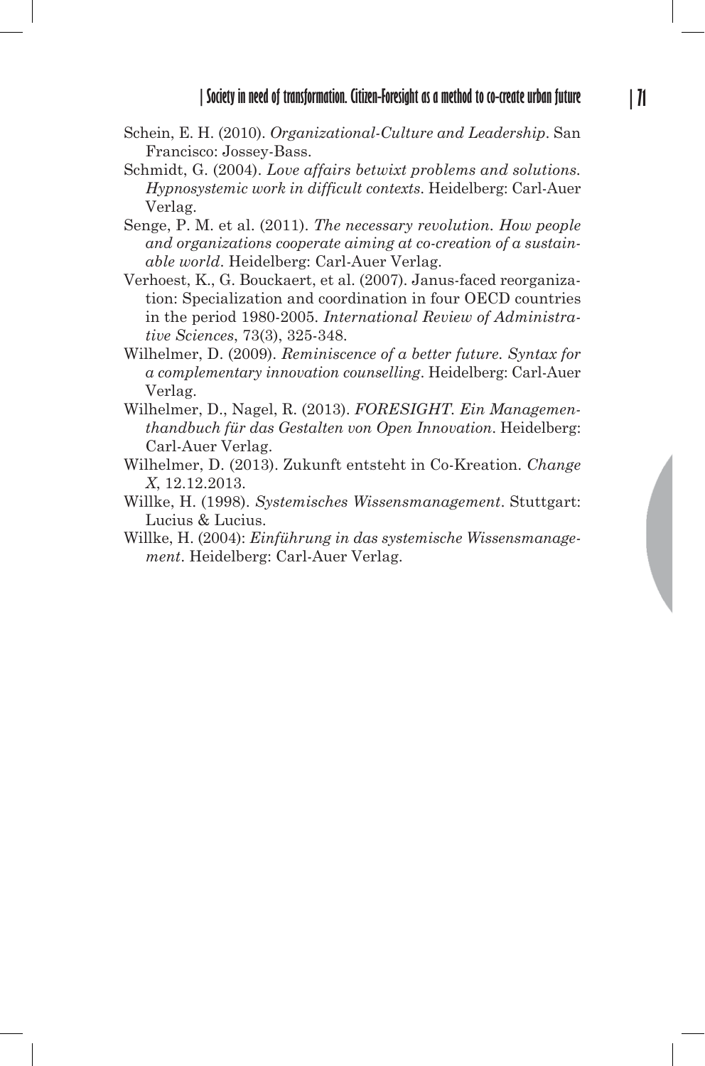Schein, E. H. (2010). *Organizational-Culture and Leadership*. San Francisco: Jossey-Bass.

Schmidt, G. (2004). *Love affairs betwixt problems and solutions. Hypnosystemic work in difficult contexts*. Heidelberg: Carl-Auer Verlag.

Senge, P. M. et al. (2011). *The necessary revolution. How people and organizations cooperate aiming at co-creation of a sustainable world*. Heidelberg: Carl-Auer Verlag.

Verhoest, K., G. Bouckaert, et al. (2007). Janus-faced reorganization: Specialization and coordination in four OECD countries in the period 1980-2005. *International Review of Administrative Sciences*, 73(3), 325-348.

Wilhelmer, D. (2009). *Reminiscence of a better future. Syntax for a complementary innovation counselling*. Heidelberg: Carl-Auer Verlag.

Wilhelmer, D., Nagel, R. (2013). *FORESIGHT. Ein Managementhandbuch für das Gestalten von Open Innovation*. Heidelberg: Carl-Auer Verlag.

Wilhelmer, D. (2013). Zukunft entsteht in Co-Kreation. *Change X*, 12.12.2013.

Willke, H. (1998). *Systemisches Wissensmanagement*. Stuttgart: Lucius & Lucius.

Willke, H. (2004): *Einführung in das systemische Wissensmanagement*. Heidelberg: Carl-Auer Verlag.